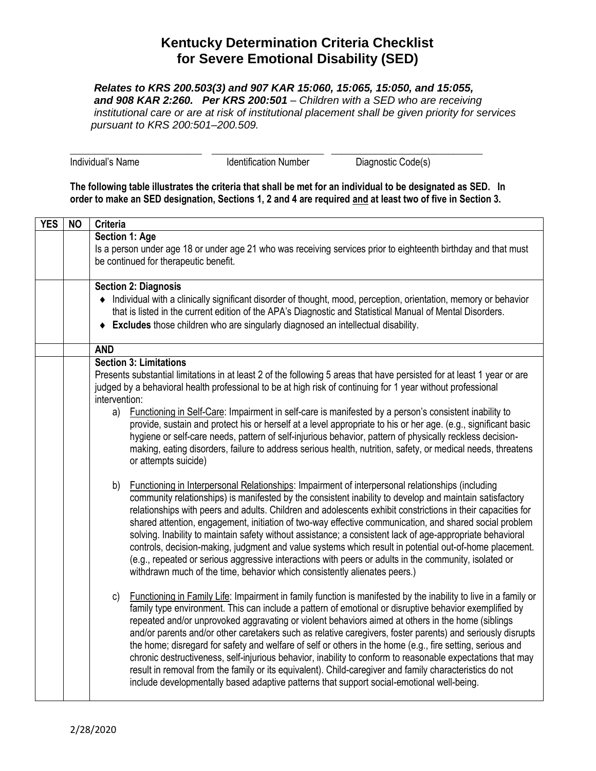# Kentucky Determination Criteria Checklist for Severe Emotional Disability (SED)

***Relates to KRS 200.503(3) and 907 KAR 15:060, 15:065, 15:050, and 15:055, and 908 KAR 2:260. Per KRS 200:501** – Children with a SED who are receiving institutional care or are at risk of institutional placement shall be given priority for services pursuant to KRS 200:501–200.509.*

\_\_\_\_\_\_\_\_\_\_\_\_\_\_\_\_\_\_\_\_\_\_\_\_\_\_ \_\_\_\_\_\_\_\_\_\_\_\_\_\_\_\_\_\_\_\_\_\_ \_\_\_\_\_\_\_\_\_\_\_\_\_\_\_\_\_\_\_\_\_\_\_\_\_\_\_\_\_\_

Individual's Name    Identification Number    Diagnostic Code(s)

**The following table illustrates the criteria that shall be met for an individual to be designated as SED. In order to make an SED designation, Sections 1, 2 and 4 are required <u>and</u> at least two of five in Section 3.**

| YES | NO | Criteria |
|---|---|---|
| | | **Section 1: Age**<br>Is a person under age 18 or under age 21 who was receiving services prior to eighteenth birthday and that must be continued for therapeutic benefit. |
| | | **Section 2: Diagnosis**<br>♦ Individual with a clinically significant disorder of thought, mood, perception, orientation, memory or behavior that is listed in the current edition of the APA's Diagnostic and Statistical Manual of Mental Disorders.<br>♦ **Excludes** those children who are singularly diagnosed an intellectual disability. |
| | | **AND** |
| | | **Section 3: Limitations**<br>Presents substantial limitations in at least 2 of the following 5 areas that have persisted for at least 1 year or are judged by a behavioral health professional to be at high risk of continuing for 1 year without professional intervention:<br>a) <u>Functioning in Self-Care</u>: Impairment in self-care is manifested by a person's consistent inability to provide, sustain and protect his or herself at a level appropriate to his or her age. (e.g., significant basic hygiene or self-care needs, pattern of self-injurious behavior, pattern of physically reckless decision-making, eating disorders, failure to address serious health, nutrition, safety, or medical needs, threatens or attempts suicide)<br><br>b) <u>Functioning in Interpersonal Relationships</u>: Impairment of interpersonal relationships (including community relationships) is manifested by the consistent inability to develop and maintain satisfactory relationships with peers and adults. Children and adolescents exhibit constrictions in their capacities for shared attention, engagement, initiation of two-way effective communication, and shared social problem solving. Inability to maintain safety without assistance; a consistent lack of age-appropriate behavioral controls, decision-making, judgment and value systems which result in potential out-of-home placement. (e.g., repeated or serious aggressive interactions with peers or adults in the community, isolated or withdrawn much of the time, behavior which consistently alienates peers.)<br><br>c) <u>Functioning in Family Life</u>: Impairment in family function is manifested by the inability to live in a family or family type environment. This can include a pattern of emotional or disruptive behavior exemplified by repeated and/or unprovoked aggravating or violent behaviors aimed at others in the home (siblings and/or parents and/or other caretakers such as relative caregivers, foster parents) and seriously disrupts the home; disregard for safety and welfare of self or others in the home (e.g., fire setting, serious and chronic destructiveness, self-injurious behavior, inability to conform to reasonable expectations that may result in removal from the family or its equivalent). Child-caregiver and family characteristics do not include developmentally based adaptive patterns that support social-emotional well-being. |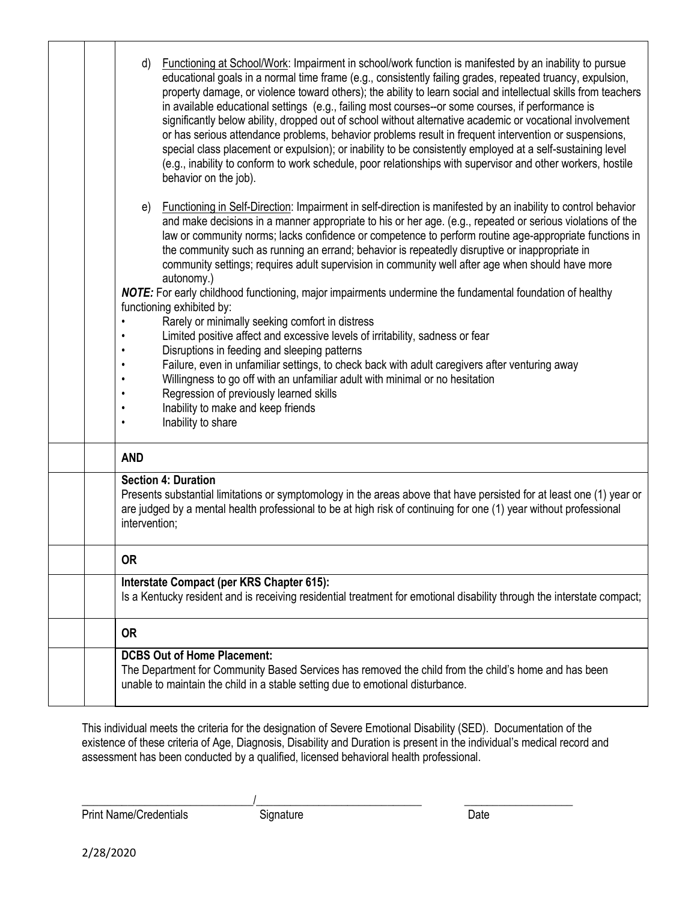| | | |
|---|---|---|
| | | d) <u>Functioning at School/Work</u>: Impairment in school/work function is manifested by an inability to pursue educational goals in a normal time frame (e.g., consistently failing grades, repeated truancy, expulsion, property damage, or violence toward others); the ability to learn social and intellectual skills from teachers in available educational settings (e.g., failing most courses--or some courses, if performance is significantly below ability, dropped out of school without alternative academic or vocational involvement or has serious attendance problems, behavior problems result in frequent intervention or suspensions, special class placement or expulsion); or inability to be consistently employed at a self-sustaining level (e.g., inability to conform to work schedule, poor relationships with supervisor and other workers, hostile behavior on the job).<br><br>e) <u>Functioning in Self-Direction</u>: Impairment in self-direction is manifested by an inability to control behavior and make decisions in a manner appropriate to his or her age. (e.g., repeated or serious violations of the law or community norms; lacks confidence or competence to perform routine age-appropriate functions in the community such as running an errand; behavior is repeatedly disruptive or inappropriate in community settings; requires adult supervision in community well after age when should have more autonomy.)<br>***NOTE:*** For early childhood functioning, major impairments undermine the fundamental foundation of healthy functioning exhibited by:<br>• Rarely or minimally seeking comfort in distress<br>• Limited positive affect and excessive levels of irritability, sadness or fear<br>• Disruptions in feeding and sleeping patterns<br>• Failure, even in unfamiliar settings, to check back with adult caregivers after venturing away<br>• Willingness to go off with an unfamiliar adult with minimal or no hesitation<br>• Regression of previously learned skills<br>• Inability to make and keep friends<br>• Inability to share |
| | | **AND** |
| | | **Section 4: Duration**<br>Presents substantial limitations or symptomology in the areas above that have persisted for at least one (1) year or are judged by a mental health professional to be at high risk of continuing for one (1) year without professional intervention; |
| | | **OR** |
| | | **Interstate Compact (per KRS Chapter 615):**<br>Is a Kentucky resident and is receiving residential treatment for emotional disability through the interstate compact; |
| | | **OR** |
| | | **DCBS Out of Home Placement:**<br>The Department for Community Based Services has removed the child from the child's home and has been unable to maintain the child in a stable setting due to emotional disturbance. |

This individual meets the criteria for the designation of Severe Emotional Disability (SED). Documentation of the existence of these criteria of Age, Diagnosis, Disability and Duration is present in the individual's medical record and assessment has been conducted by a qualified, licensed behavioral health professional.

______________________________/______________________________ ____________________

Print Name/Credentials Signature Date

2/28/2020